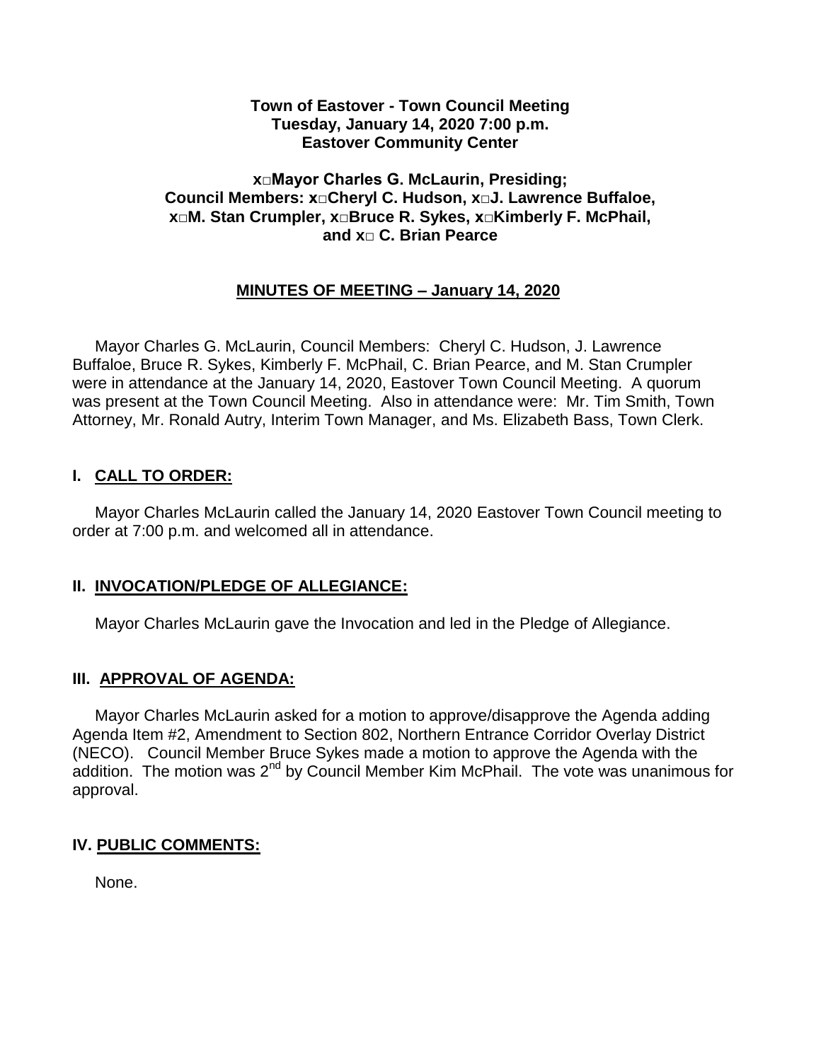**Town of Eastover - Town Council Meeting**
**Tuesday, January 14, 2020 7:00 p.m.**
**Eastover Community Center**

**x□Mayor Charles G. McLaurin, Presiding;**
**Council Members: x□Cheryl C. Hudson, x□J. Lawrence Buffaloe,**
**x□M. Stan Crumpler, x□Bruce R. Sykes, x□Kimberly F. McPhail,**
**and x□ C. Brian Pearce**

**MINUTES OF MEETING – January 14, 2020**

Mayor Charles G. McLaurin, Council Members: Cheryl C. Hudson, J. Lawrence Buffaloe, Bruce R. Sykes, Kimberly F. McPhail, C. Brian Pearce, and M. Stan Crumpler were in attendance at the January 14, 2020, Eastover Town Council Meeting. A quorum was present at the Town Council Meeting. Also in attendance were: Mr. Tim Smith, Town Attorney, Mr. Ronald Autry, Interim Town Manager, and Ms. Elizabeth Bass, Town Clerk.

## I. CALL TO ORDER:

Mayor Charles McLaurin called the January 14, 2020 Eastover Town Council meeting to order at 7:00 p.m. and welcomed all in attendance.

## II. INVOCATION/PLEDGE OF ALLEGIANCE:

Mayor Charles McLaurin gave the Invocation and led in the Pledge of Allegiance.

## III. APPROVAL OF AGENDA:

Mayor Charles McLaurin asked for a motion to approve/disapprove the Agenda adding Agenda Item #2, Amendment to Section 802, Northern Entrance Corridor Overlay District (NECO). Council Member Bruce Sykes made a motion to approve the Agenda with the addition. The motion was 2nd by Council Member Kim McPhail. The vote was unanimous for approval.

## IV. PUBLIC COMMENTS:

None.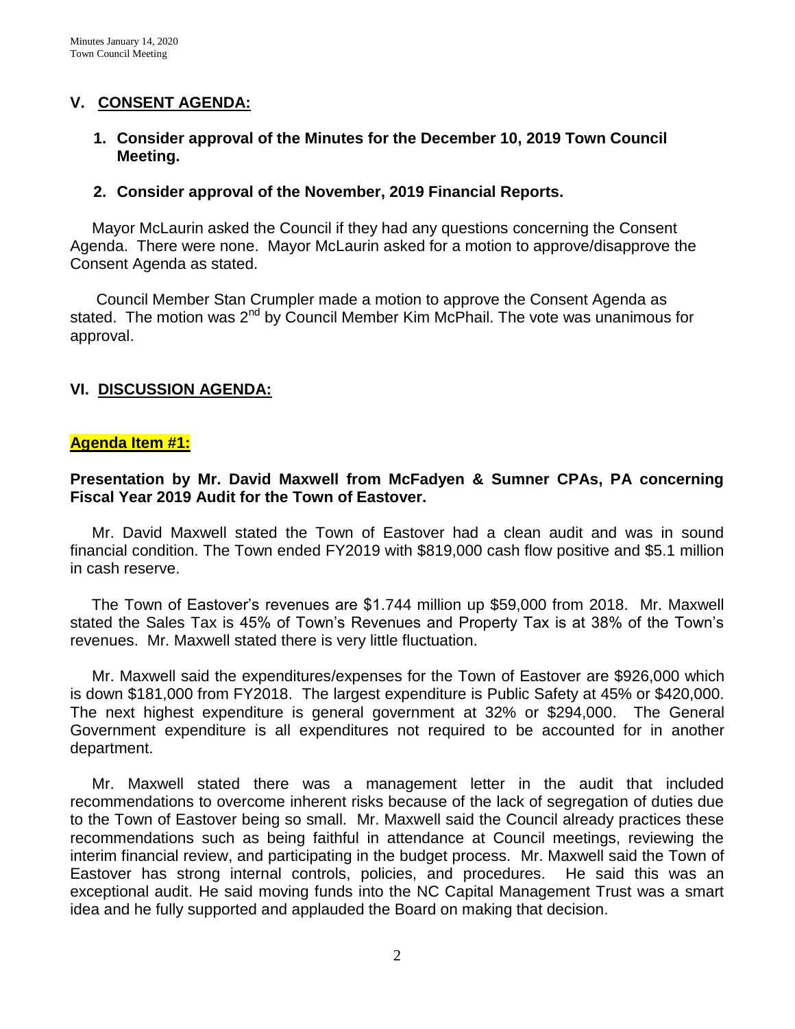## V. CONSENT AGENDA:

1. **Consider approval of the Minutes for the December 10, 2019 Town Council Meeting.**

2. **Consider approval of the November, 2019 Financial Reports.**

Mayor McLaurin asked the Council if they had any questions concerning the Consent Agenda. There were none. Mayor McLaurin asked for a motion to approve/disapprove the Consent Agenda as stated.

Council Member Stan Crumpler made a motion to approve the Consent Agenda as stated. The motion was 2nd by Council Member Kim McPhail. The vote was unanimous for approval.

## VI. DISCUSSION AGENDA:

### Agenda Item #1:

**Presentation by Mr. David Maxwell from McFadyen & Sumner CPAs, PA concerning Fiscal Year 2019 Audit for the Town of Eastover.**

Mr. David Maxwell stated the Town of Eastover had a clean audit and was in sound financial condition. The Town ended FY2019 with $819,000 cash flow positive and $5.1 million in cash reserve.

The Town of Eastover's revenues are $1.744 million up $59,000 from 2018. Mr. Maxwell stated the Sales Tax is 45% of Town's Revenues and Property Tax is at 38% of the Town's revenues. Mr. Maxwell stated there is very little fluctuation.

Mr. Maxwell said the expenditures/expenses for the Town of Eastover are $926,000 which is down $181,000 from FY2018. The largest expenditure is Public Safety at 45% or $420,000. The next highest expenditure is general government at 32% or $294,000. The General Government expenditure is all expenditures not required to be accounted for in another department.

Mr. Maxwell stated there was a management letter in the audit that included recommendations to overcome inherent risks because of the lack of segregation of duties due to the Town of Eastover being so small. Mr. Maxwell said the Council already practices these recommendations such as being faithful in attendance at Council meetings, reviewing the interim financial review, and participating in the budget process. Mr. Maxwell said the Town of Eastover has strong internal controls, policies, and procedures. He said this was an exceptional audit. He said moving funds into the NC Capital Management Trust was a smart idea and he fully supported and applauded the Board on making that decision.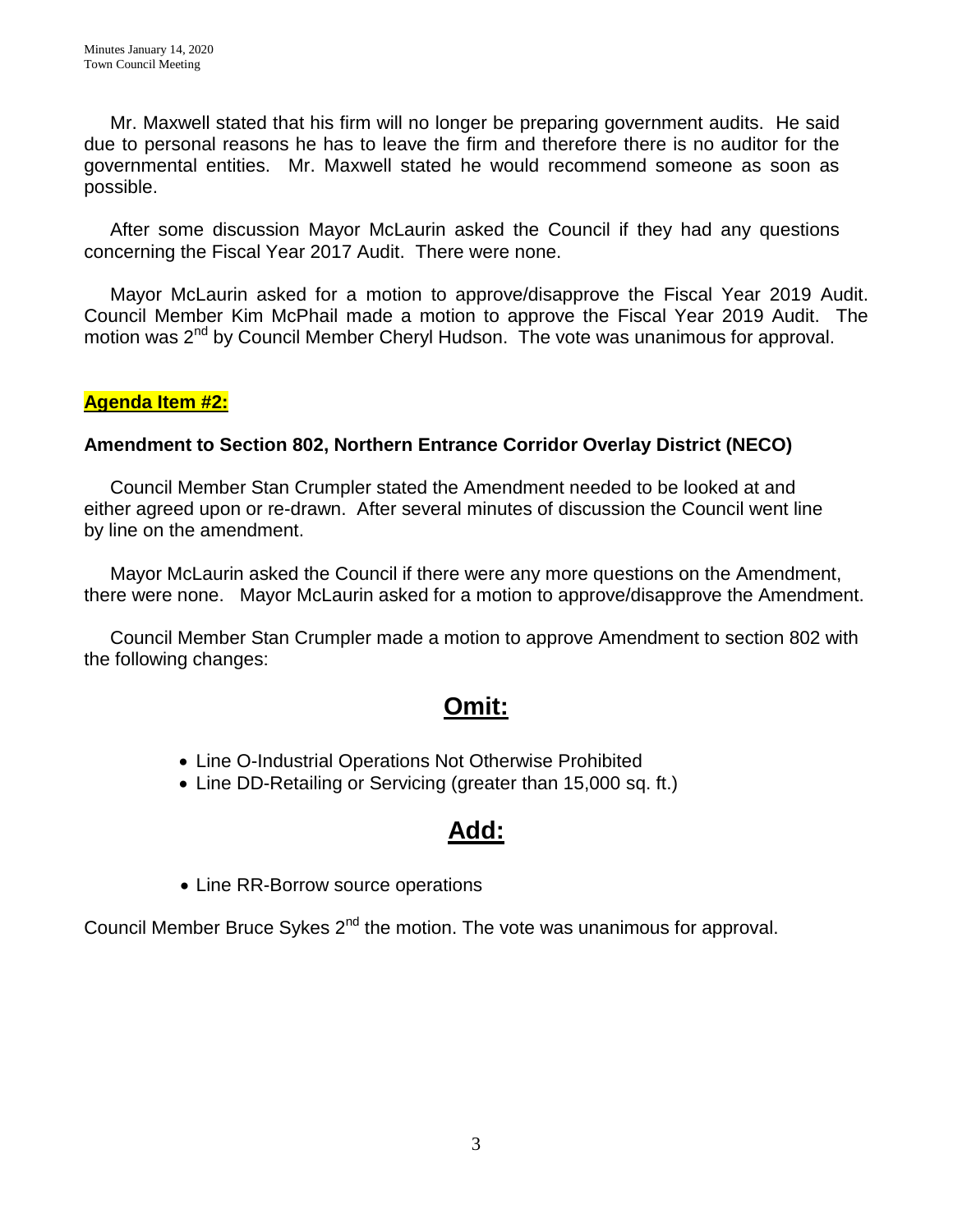Mr. Maxwell stated that his firm will no longer be preparing government audits. He said due to personal reasons he has to leave the firm and therefore there is no auditor for the governmental entities. Mr. Maxwell stated he would recommend someone as soon as possible.

After some discussion Mayor McLaurin asked the Council if they had any questions concerning the Fiscal Year 2017 Audit. There were none.

Mayor McLaurin asked for a motion to approve/disapprove the Fiscal Year 2019 Audit. Council Member Kim McPhail made a motion to approve the Fiscal Year 2019 Audit. The motion was 2nd by Council Member Cheryl Hudson. The vote was unanimous for approval.

**Agenda Item #2:**

**Amendment to Section 802, Northern Entrance Corridor Overlay District (NECO)**

Council Member Stan Crumpler stated the Amendment needed to be looked at and either agreed upon or re-drawn. After several minutes of discussion the Council went line by line on the amendment.

Mayor McLaurin asked the Council if there were any more questions on the Amendment, there were none. Mayor McLaurin asked for a motion to approve/disapprove the Amendment.

Council Member Stan Crumpler made a motion to approve Amendment to section 802 with the following changes:

## Omit:

- Line O-Industrial Operations Not Otherwise Prohibited
- Line DD-Retailing or Servicing (greater than 15,000 sq. ft.)

## Add:

- Line RR-Borrow source operations

Council Member Bruce Sykes 2nd the motion. The vote was unanimous for approval.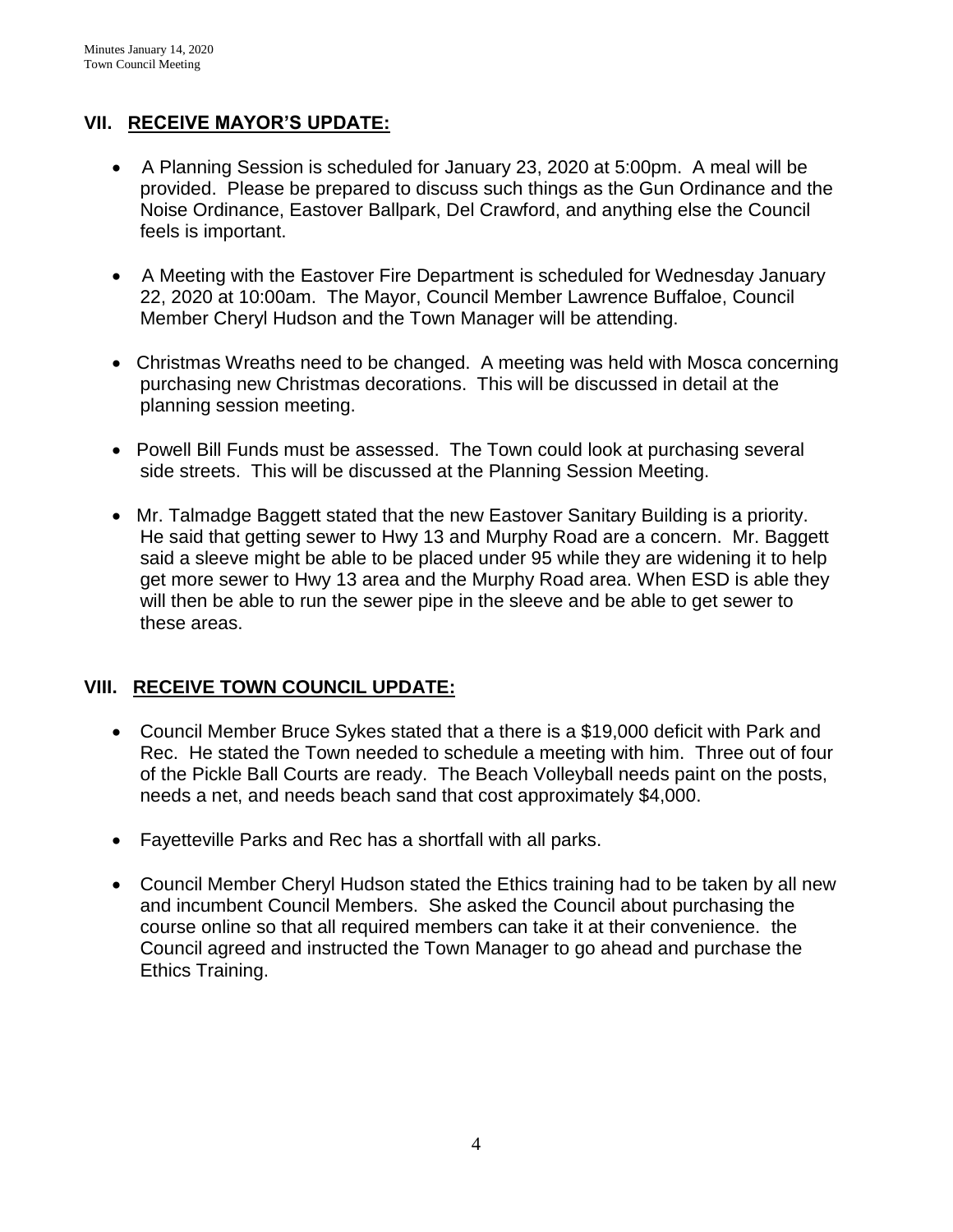## VII. RECEIVE MAYOR'S UPDATE:

- A Planning Session is scheduled for January 23, 2020 at 5:00pm. A meal will be provided. Please be prepared to discuss such things as the Gun Ordinance and the Noise Ordinance, Eastover Ballpark, Del Crawford, and anything else the Council feels is important.
- A Meeting with the Eastover Fire Department is scheduled for Wednesday January 22, 2020 at 10:00am. The Mayor, Council Member Lawrence Buffaloe, Council Member Cheryl Hudson and the Town Manager will be attending.
- Christmas Wreaths need to be changed. A meeting was held with Mosca concerning purchasing new Christmas decorations. This will be discussed in detail at the planning session meeting.
- Powell Bill Funds must be assessed. The Town could look at purchasing several side streets. This will be discussed at the Planning Session Meeting.
- Mr. Talmadge Baggett stated that the new Eastover Sanitary Building is a priority. He said that getting sewer to Hwy 13 and Murphy Road are a concern. Mr. Baggett said a sleeve might be able to be placed under 95 while they are widening it to help get more sewer to Hwy 13 area and the Murphy Road area. When ESD is able they will then be able to run the sewer pipe in the sleeve and be able to get sewer to these areas.

## VIII. RECEIVE TOWN COUNCIL UPDATE:

- Council Member Bruce Sykes stated that a there is a $19,000 deficit with Park and Rec. He stated the Town needed to schedule a meeting with him. Three out of four of the Pickle Ball Courts are ready. The Beach Volleyball needs paint on the posts, needs a net, and needs beach sand that cost approximately $4,000.
- Fayetteville Parks and Rec has a shortfall with all parks.
- Council Member Cheryl Hudson stated the Ethics training had to be taken by all new and incumbent Council Members. She asked the Council about purchasing the course online so that all required members can take it at their convenience. the Council agreed and instructed the Town Manager to go ahead and purchase the Ethics Training.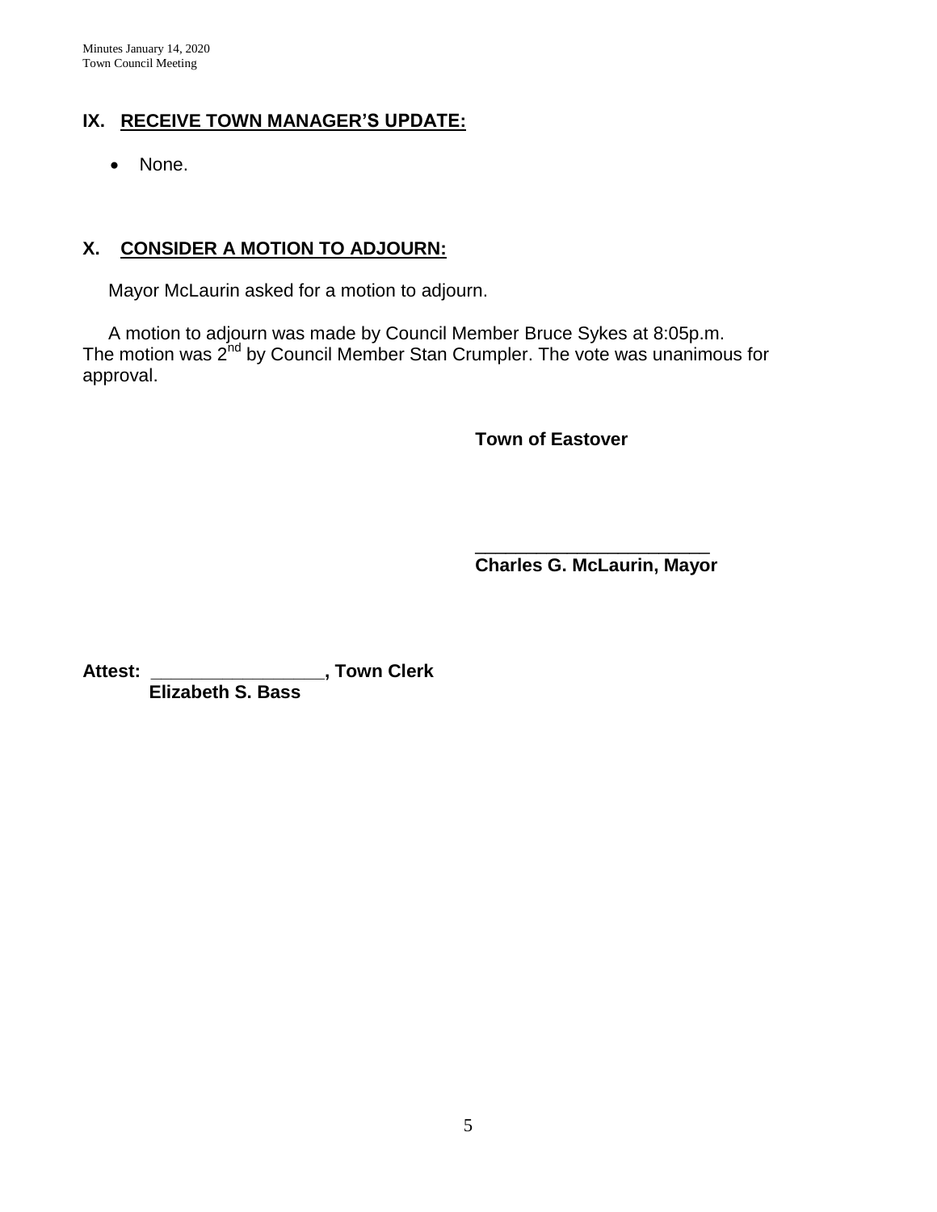## IX. RECEIVE TOWN MANAGER'S UPDATE:

- None.

## X. CONSIDER A MOTION TO ADJOURN:

Mayor McLaurin asked for a motion to adjourn.

A motion to adjourn was made by Council Member Bruce Sykes at 8:05p.m. The motion was 2nd by Council Member Stan Crumpler. The vote was unanimous for approval.

**Town of Eastover**

\_\_\_\_\_\_\_\_\_\_\_\_\_\_\_\_\_\_\_\_\_\_\_
**Charles G. McLaurin, Mayor**

**Attest: \_\_\_\_\_\_\_\_\_\_\_\_\_\_\_\_\_, Town Clerk**
**Elizabeth S. Bass**